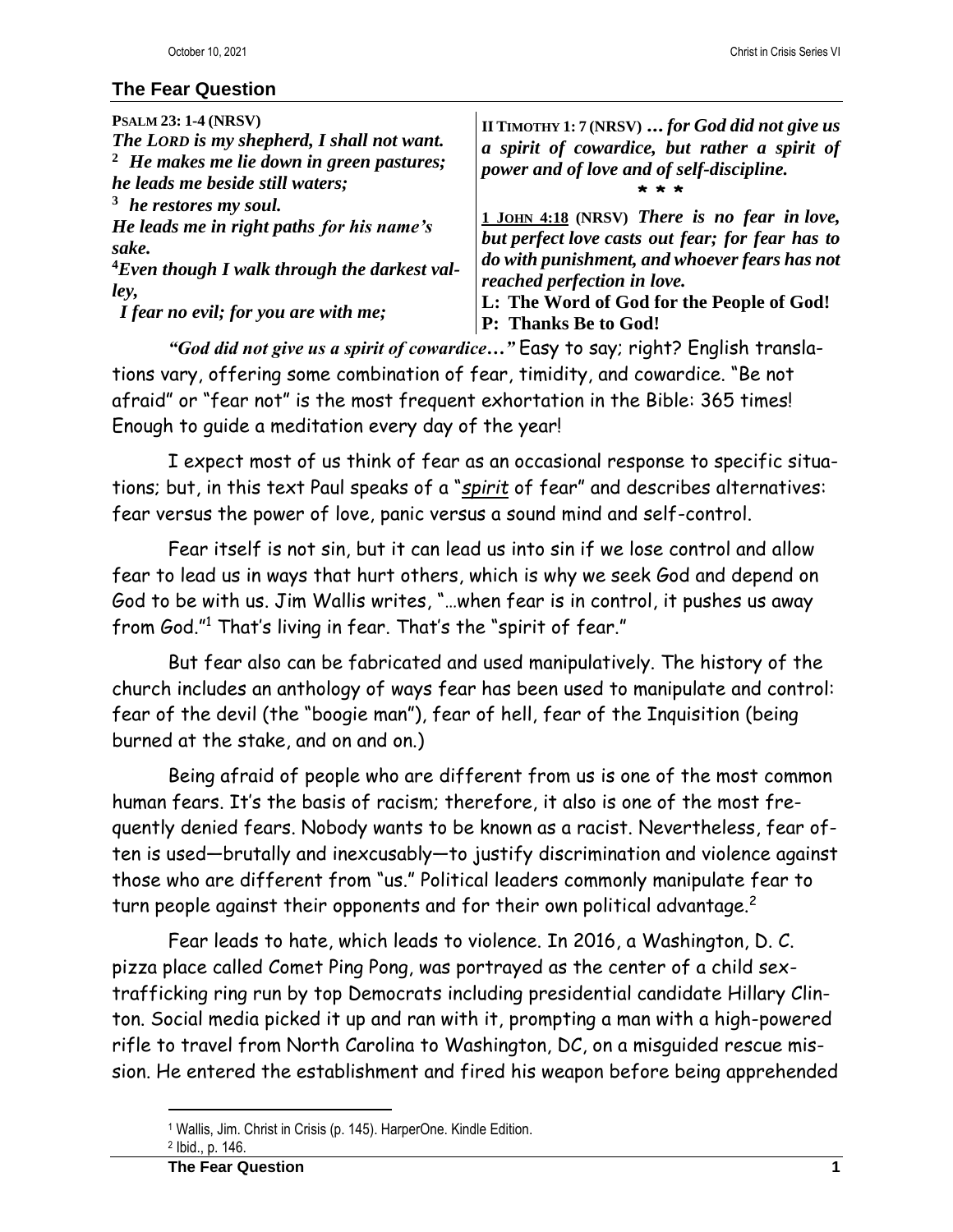## The Fear Question

**PSALM 23: 1-4 (NRSV)**
***The LORD is my shepherd, I shall not want.***
***2 He makes me lie down in green pastures;***
***he leads me beside still waters;***
***3 he restores my soul.***
***He leads me in right paths for his name's sake.***
***4 Even though I walk through the darkest valley,***
***I fear no evil; for you are with me;***

**II TIMOTHY 1: 7 (NRSV)** ***… for God did not give us a spirit of cowardice, but rather a spirit of power and of love and of self-discipline.***

\* \* \*

**1 JOHN 4:18 (NRSV)** ***There is no fear in love, but perfect love casts out fear; for fear has to do with punishment, and whoever fears has not reached perfection in love.***

**L: The Word of God for the People of God!**
**P: Thanks Be to God!**

***"God did not give us a spirit of cowardice…"*** Easy to say; right? English translations vary, offering some combination of fear, timidity, and cowardice. "Be not afraid" or "fear not" is the most frequent exhortation in the Bible: 365 times! Enough to guide a meditation every day of the year!

I expect most of us think of fear as an occasional response to specific situations; but, in this text Paul speaks of a "*spirit*" of fear" and describes alternatives: fear versus the power of love, panic versus a sound mind and self-control.

Fear itself is not sin, but it can lead us into sin if we lose control and allow fear to lead us in ways that hurt others, which is why we seek God and depend on God to be with us. Jim Wallis writes, "…when fear is in control, it pushes us away from God."[1] That's living in fear. That's the "spirit of fear."

But fear also can be fabricated and used manipulatively. The history of the church includes an anthology of ways fear has been used to manipulate and control: fear of the devil (the "boogie man"), fear of hell, fear of the Inquisition (being burned at the stake, and on and on.)

Being afraid of people who are different from us is one of the most common human fears. It's the basis of racism; therefore, it also is one of the most frequently denied fears. Nobody wants to be known as a racist. Nevertheless, fear often is used—brutally and inexcusably—to justify discrimination and violence against those who are different from "us." Political leaders commonly manipulate fear to turn people against their opponents and for their own political advantage.[2]

Fear leads to hate, which leads to violence. In 2016, a Washington, D. C. pizza place called Comet Ping Pong, was portrayed as the center of a child sex-trafficking ring run by top Democrats including presidential candidate Hillary Clinton. Social media picked it up and ran with it, prompting a man with a high-powered rifle to travel from North Carolina to Washington, DC, on a misguided rescue mission. He entered the establishment and fired his weapon before being apprehended

[1] Wallis, Jim. Christ in Crisis (p. 145). HarperOne. Kindle Edition.
[2] Ibid., p. 146.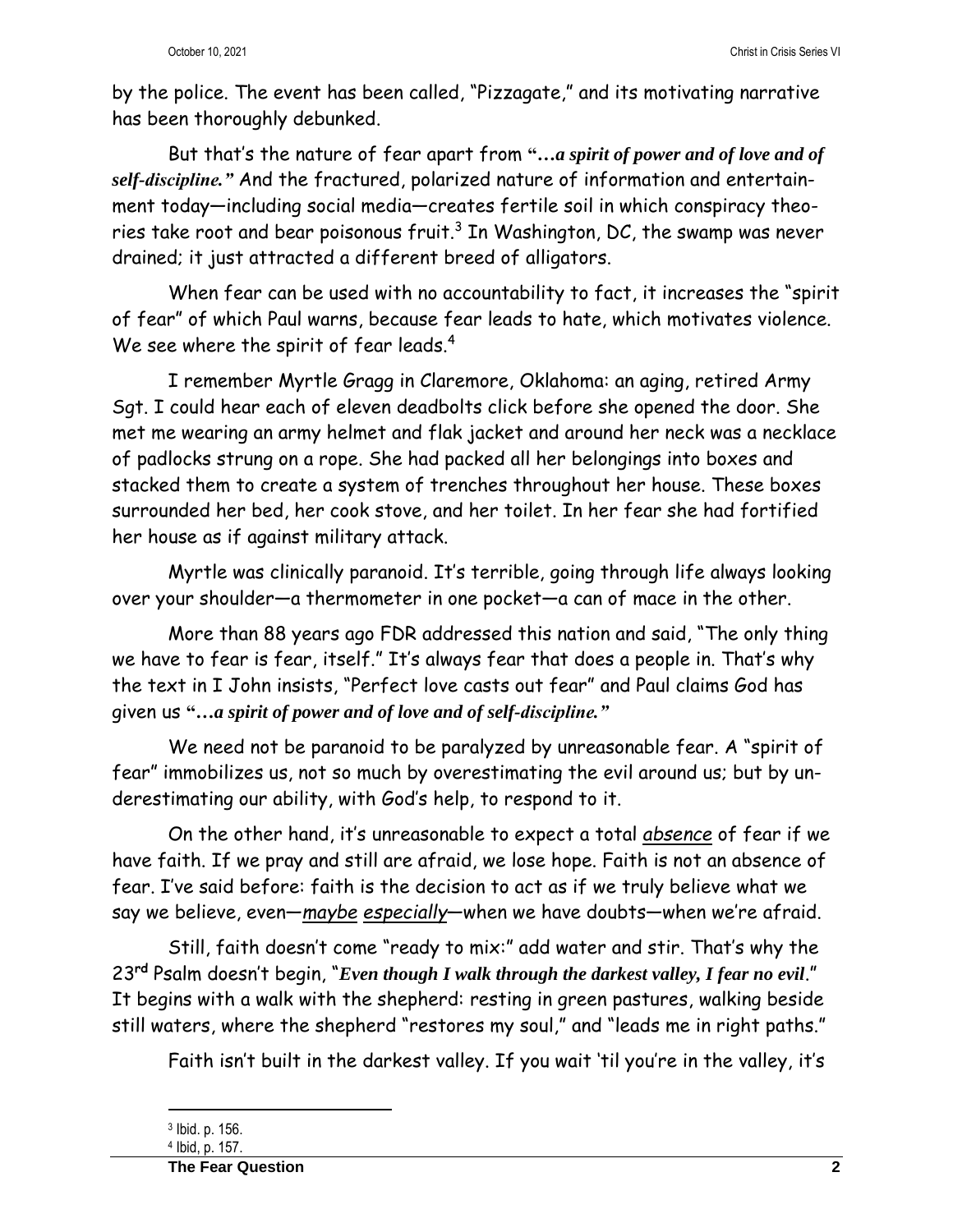by the police. The event has been called, "Pizzagate," and its motivating narrative has been thoroughly debunked.

But that's the nature of fear apart from ***"…a spirit of power and of love and of self-discipline."*** And the fractured, polarized nature of information and entertainment today—including social media—creates fertile soil in which conspiracy theories take root and bear poisonous fruit.[3] In Washington, DC, the swamp was never drained; it just attracted a different breed of alligators.

When fear can be used with no accountability to fact, it increases the "spirit of fear" of which Paul warns, because fear leads to hate, which motivates violence. We see where the spirit of fear leads.[4]

I remember Myrtle Gragg in Claremore, Oklahoma: an aging, retired Army Sgt. I could hear each of eleven deadbolts click before she opened the door. She met me wearing an army helmet and flak jacket and around her neck was a necklace of padlocks strung on a rope. She had packed all her belongings into boxes and stacked them to create a system of trenches throughout her house. These boxes surrounded her bed, her cook stove, and her toilet. In her fear she had fortified her house as if against military attack.

Myrtle was clinically paranoid. It's terrible, going through life always looking over your shoulder—a thermometer in one pocket—a can of mace in the other.

More than 88 years ago FDR addressed this nation and said, "The only thing we have to fear is fear, itself." It's always fear that does a people in. That's why the text in I John insists, "Perfect love casts out fear" and Paul claims God has given us ***"…a spirit of power and of love and of self-discipline."***

We need not be paranoid to be paralyzed by unreasonable fear. A "spirit of fear" immobilizes us, not so much by overestimating the evil around us; but by underestimating our ability, with God's help, to respond to it.

On the other hand, it's unreasonable to expect a total _absence_ of fear if we have faith. If we pray and still are afraid, we lose hope. Faith is not an absence of fear. I've said before: faith is the decision to act as if we truly believe what we say we believe, even—_maybe especially_—when we have doubts—when we're afraid.

Still, faith doesn't come "ready to mix:" add water and stir. That's why the 23rd Psalm doesn't begin, "***Even though I walk through the darkest valley, I fear no evil***." It begins with a walk with the shepherd: resting in green pastures, walking beside still waters, where the shepherd "restores my soul," and "leads me in right paths."

Faith isn't built in the darkest valley. If you wait 'til you're in the valley, it's

---

[3] Ibid. p. 156.

[4] Ibid, p. 157.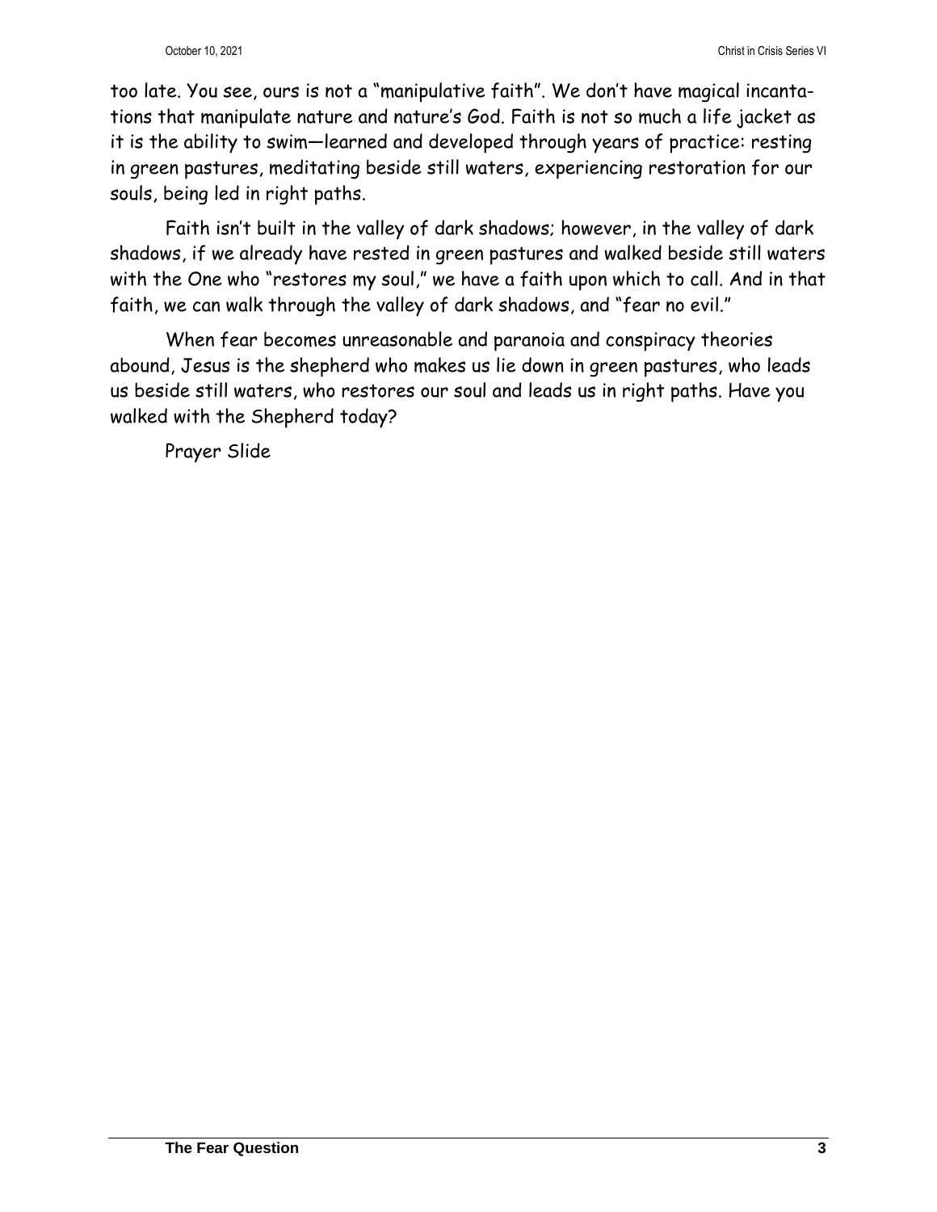too late. You see, ours is not a "manipulative faith". We don't have magical incantations that manipulate nature and nature's God. Faith is not so much a life jacket as it is the ability to swim—learned and developed through years of practice: resting in green pastures, meditating beside still waters, experiencing restoration for our souls, being led in right paths.

Faith isn't built in the valley of dark shadows; however, in the valley of dark shadows, if we already have rested in green pastures and walked beside still waters with the One who "restores my soul," we have a faith upon which to call. And in that faith, we can walk through the valley of dark shadows, and "fear no evil."

When fear becomes unreasonable and paranoia and conspiracy theories abound, Jesus is the shepherd who makes us lie down in green pastures, who leads us beside still waters, who restores our soul and leads us in right paths. Have you walked with the Shepherd today?

Prayer Slide